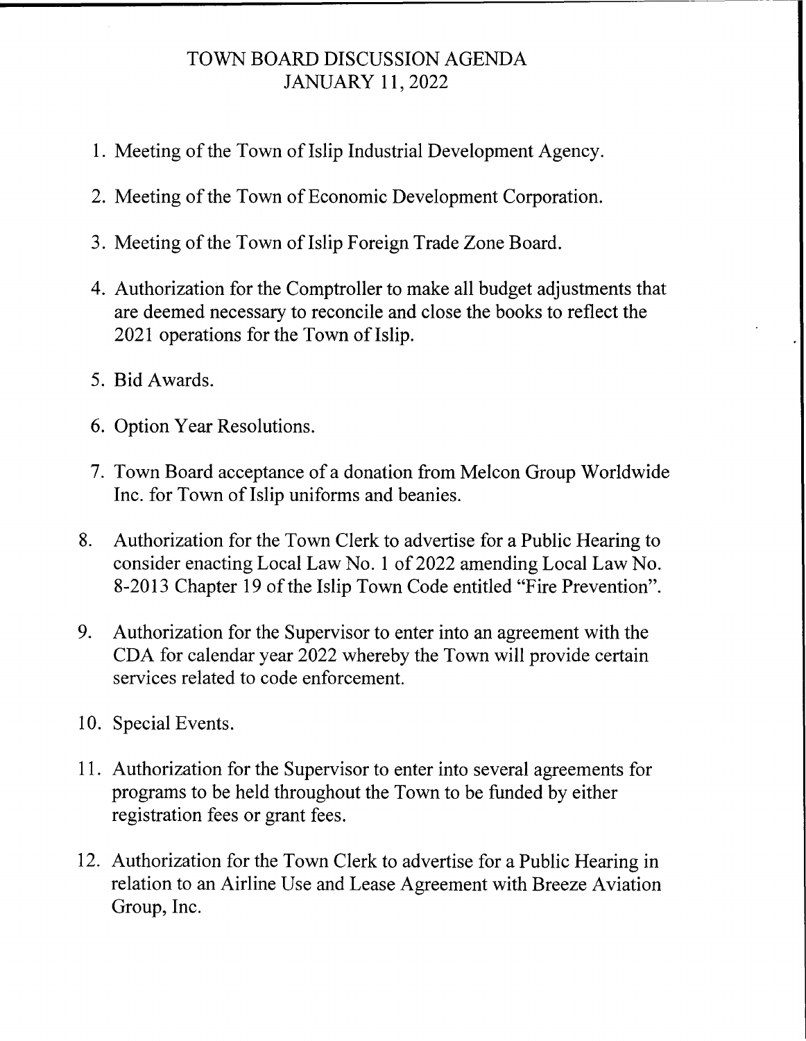# TOWN BOARD DISCUSSION AGENDA
## JANUARY 11, 2022

1. Meeting of the Town of Islip Industrial Development Agency.

2. Meeting of the Town of Economic Development Corporation.

3. Meeting of the Town of Islip Foreign Trade Zone Board.

4. Authorization for the Comptroller to make all budget adjustments that are deemed necessary to reconcile and close the books to reflect the 2021 operations for the Town of Islip.

5. Bid Awards.

6. Option Year Resolutions.

7. Town Board acceptance of a donation from Melcon Group Worldwide Inc. for Town of Islip uniforms and beanies.

8. Authorization for the Town Clerk to advertise for a Public Hearing to consider enacting Local Law No. 1 of 2022 amending Local Law No. 8-2013 Chapter 19 of the Islip Town Code entitled "Fire Prevention".

9. Authorization for the Supervisor to enter into an agreement with the CDA for calendar year 2022 whereby the Town will provide certain services related to code enforcement.

10. Special Events.

11. Authorization for the Supervisor to enter into several agreements for programs to be held throughout the Town to be funded by either registration fees or grant fees.

12. Authorization for the Town Clerk to advertise for a Public Hearing in relation to an Airline Use and Lease Agreement with Breeze Aviation Group, Inc.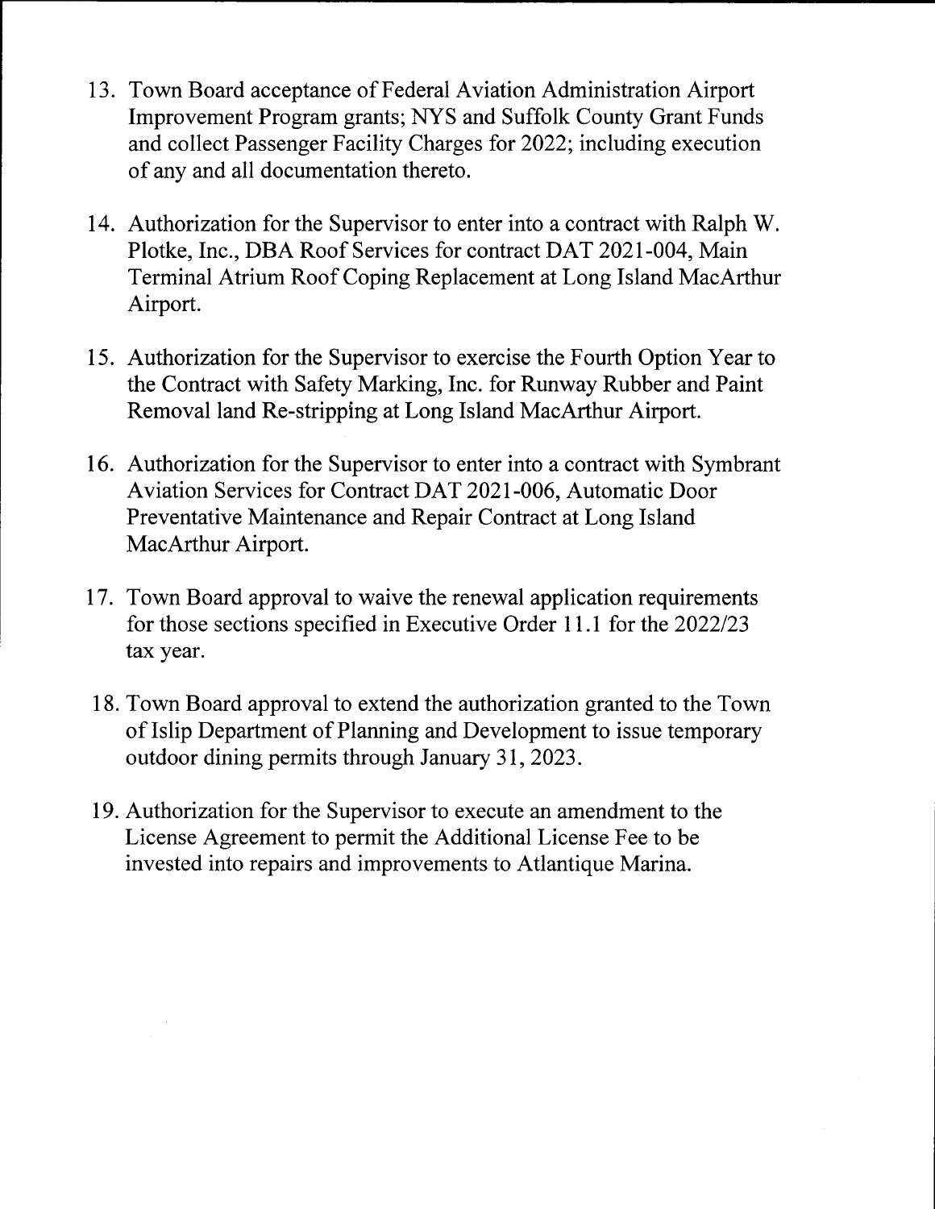13. Town Board acceptance of Federal Aviation Administration Airport Improvement Program grants; NYS and Suffolk County Grant Funds and collect Passenger Facility Charges for 2022; including execution of any and all documentation thereto.

14. Authorization for the Supervisor to enter into a contract with Ralph W. Plotke, Inc., DBA Roof Services for contract DAT 2021-004, Main Terminal Atrium Roof Coping Replacement at Long Island MacArthur Airport.

15. Authorization for the Supervisor to exercise the Fourth Option Year to the Contract with Safety Marking, Inc. for Runway Rubber and Paint Removal land Re-stripping at Long Island MacArthur Airport.

16. Authorization for the Supervisor to enter into a contract with Symbrant Aviation Services for Contract DAT 2021-006, Automatic Door Preventative Maintenance and Repair Contract at Long Island MacArthur Airport.

17. Town Board approval to waive the renewal application requirements for those sections specified in Executive Order 11.1 for the 2022/23 tax year.

18. Town Board approval to extend the authorization granted to the Town of Islip Department of Planning and Development to issue temporary outdoor dining permits through January 31, 2023.

19. Authorization for the Supervisor to execute an amendment to the License Agreement to permit the Additional License Fee to be invested into repairs and improvements to Atlantique Marina.